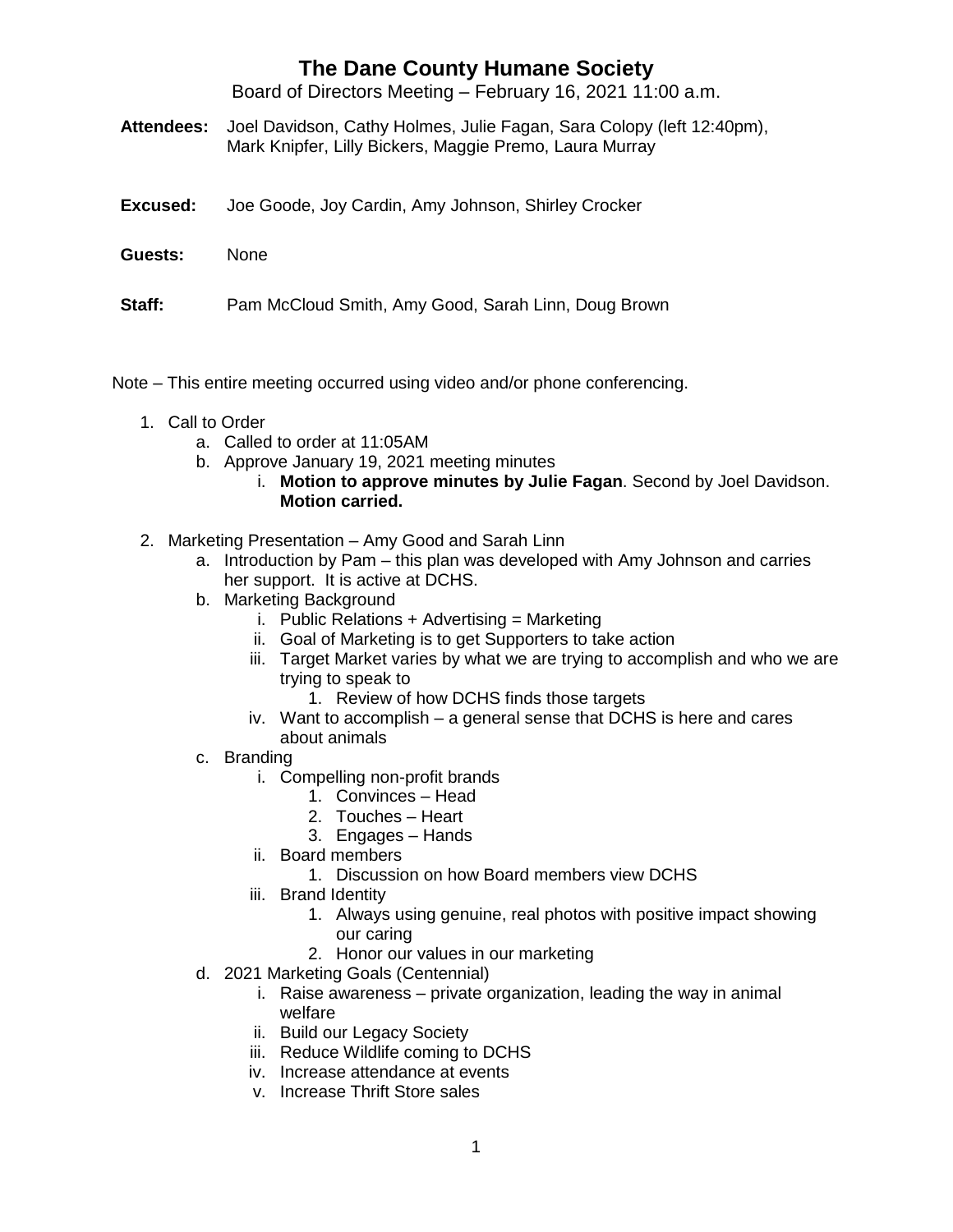# The Dane County Humane Society

Board of Directors Meeting – February 16, 2021 11:00 a.m.

**Attendees:** Joel Davidson, Cathy Holmes, Julie Fagan, Sara Colopy (left 12:40pm), Mark Knipfer, Lilly Bickers, Maggie Premo, Laura Murray

**Excused:** Joe Goode, Joy Cardin, Amy Johnson, Shirley Crocker

**Guests:** None

**Staff:** Pam McCloud Smith, Amy Good, Sarah Linn, Doug Brown

Note – This entire meeting occurred using video and/or phone conferencing.

1. Call to Order
   a. Called to order at 11:05AM
   b. Approve January 19, 2021 meeting minutes
      i. **Motion to approve minutes by Julie Fagan**. Second by Joel Davidson. **Motion carried.**

2. Marketing Presentation – Amy Good and Sarah Linn
   a. Introduction by Pam – this plan was developed with Amy Johnson and carries her support. It is active at DCHS.
   b. Marketing Background
      i. Public Relations + Advertising = Marketing
      ii. Goal of Marketing is to get Supporters to take action
      iii. Target Market varies by what we are trying to accomplish and who we are trying to speak to
         1. Review of how DCHS finds those targets
      iv. Want to accomplish – a general sense that DCHS is here and cares about animals
   c. Branding
      i. Compelling non-profit brands
         1. Convinces – Head
         2. Touches – Heart
         3. Engages – Hands
      ii. Board members
         1. Discussion on how Board members view DCHS
      iii. Brand Identity
         1. Always using genuine, real photos with positive impact showing our caring
         2. Honor our values in our marketing
   d. 2021 Marketing Goals (Centennial)
      i. Raise awareness – private organization, leading the way in animal welfare
      ii. Build our Legacy Society
      iii. Reduce Wildlife coming to DCHS
      iv. Increase attendance at events
      v. Increase Thrift Store sales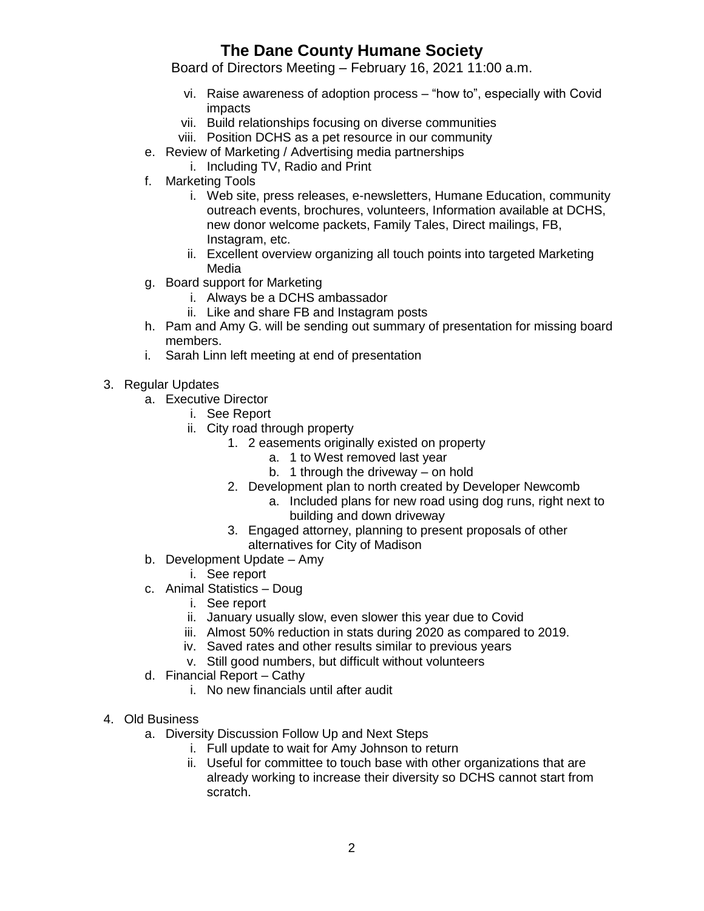vi. Raise awareness of adoption process – "how to", especially with Covid impacts
vii. Build relationships focusing on diverse communities
viii. Position DCHS as a pet resource in our community

e. Review of Marketing / Advertising media partnerships
   i. Including TV, Radio and Print
f. Marketing Tools
   i. Web site, press releases, e-newsletters, Humane Education, community outreach events, brochures, volunteers, Information available at DCHS, new donor welcome packets, Family Tales, Direct mailings, FB, Instagram, etc.
   ii. Excellent overview organizing all touch points into targeted Marketing Media
g. Board support for Marketing
   i. Always be a DCHS ambassador
   ii. Like and share FB and Instagram posts
h. Pam and Amy G. will be sending out summary of presentation for missing board members.
i. Sarah Linn left meeting at end of presentation

3. Regular Updates
   a. Executive Director
      i. See Report
      ii. City road through property
         1. 2 easements originally existed on property
            a. 1 to West removed last year
            b. 1 through the driveway – on hold
         2. Development plan to north created by Developer Newcomb
            a. Included plans for new road using dog runs, right next to building and down driveway
         3. Engaged attorney, planning to present proposals of other alternatives for City of Madison
   b. Development Update – Amy
      i. See report
   c. Animal Statistics – Doug
      i. See report
      ii. January usually slow, even slower this year due to Covid
      iii. Almost 50% reduction in stats during 2020 as compared to 2019.
      iv. Saved rates and other results similar to previous years
      v. Still good numbers, but difficult without volunteers
   d. Financial Report – Cathy
      i. No new financials until after audit

4. Old Business
   a. Diversity Discussion Follow Up and Next Steps
      i. Full update to wait for Amy Johnson to return
      ii. Useful for committee to touch base with other organizations that are already working to increase their diversity so DCHS cannot start from scratch.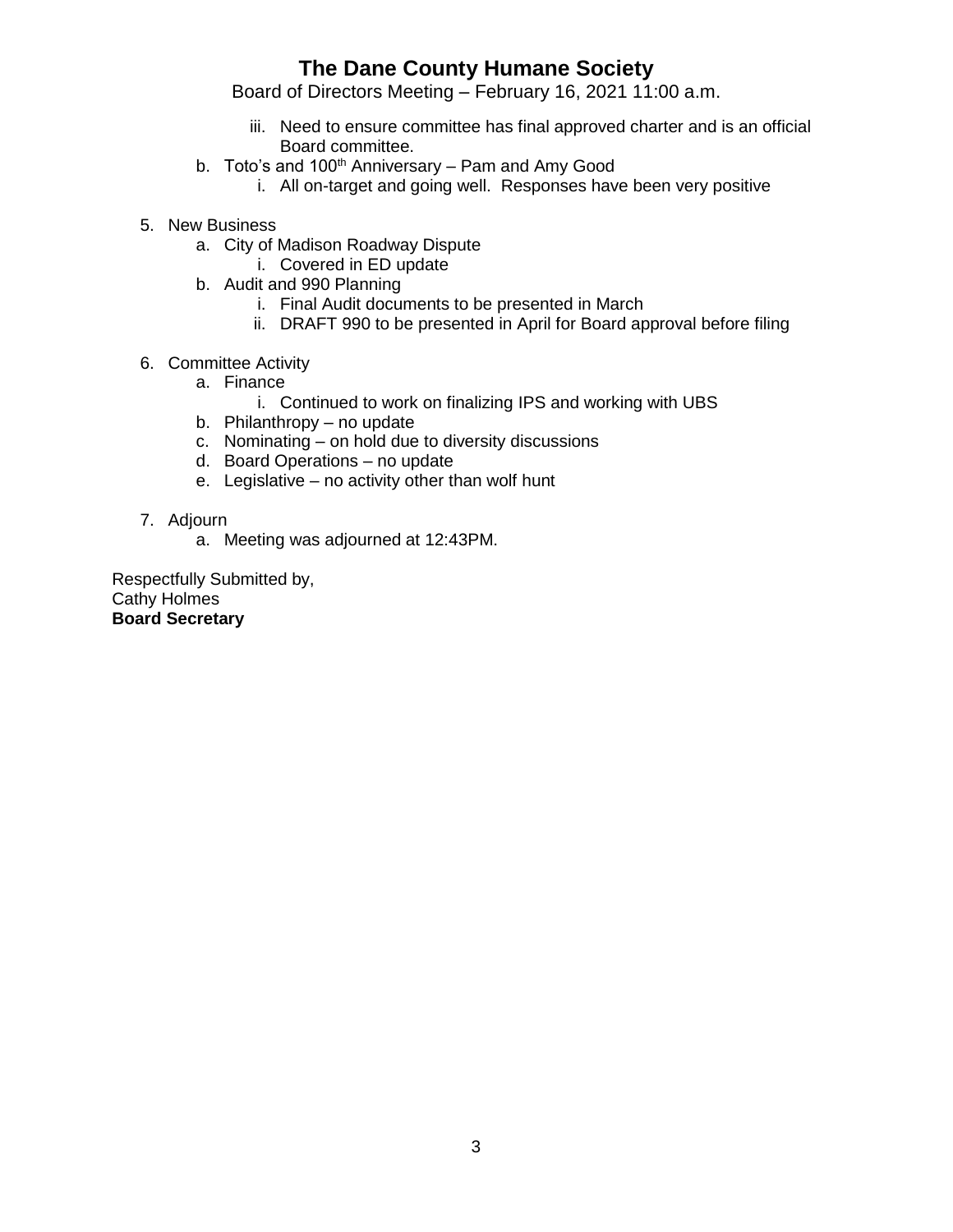iii. Need to ensure committee has final approved charter and is an official Board committee.

b. Toto's and 100th Anniversary – Pam and Amy Good
    i. All on-target and going well. Responses have been very positive

5. New Business
    a. City of Madison Roadway Dispute
        i. Covered in ED update
    b. Audit and 990 Planning
        i. Final Audit documents to be presented in March
        ii. DRAFT 990 to be presented in April for Board approval before filing

6. Committee Activity
    a. Finance
        i. Continued to work on finalizing IPS and working with UBS
    b. Philanthropy – no update
    c. Nominating – on hold due to diversity discussions
    d. Board Operations – no update
    e. Legislative – no activity other than wolf hunt

7. Adjourn
    a. Meeting was adjourned at 12:43PM.

Respectfully Submitted by,
Cathy Holmes
**Board Secretary**